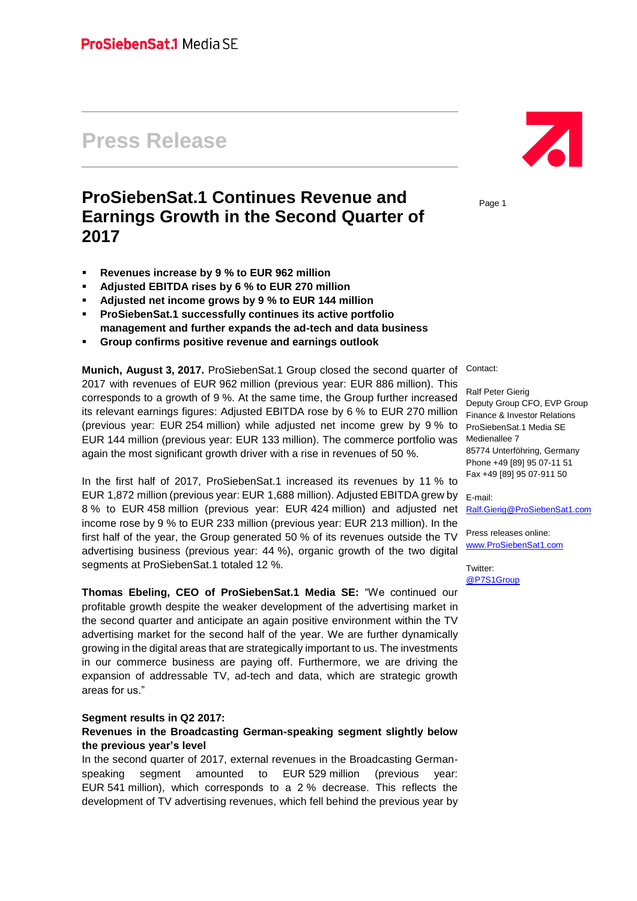ProSiebenSat.1 Media SE

# Press Release

## ProSiebenSat.1 Continues Revenue and Earnings Growth in the Second Quarter of 2017

- **Revenues increase by 9 % to EUR 962 million**
- **Adjusted EBITDA rises by 6 % to EUR 270 million**
- **Adjusted net income grows by 9 % to EUR 144 million**
- **ProSiebenSat.1 successfully continues its active portfolio management and further expands the ad-tech and data business**
- **Group confirms positive revenue and earnings outlook**

**Munich, August 3, 2017.** ProSiebenSat.1 Group closed the second quarter of 2017 with revenues of EUR 962 million (previous year: EUR 886 million). This corresponds to a growth of 9 %. At the same time, the Group further increased its relevant earnings figures: Adjusted EBITDA rose by 6 % to EUR 270 million (previous year: EUR 254 million) while adjusted net income grew by 9 % to EUR 144 million (previous year: EUR 133 million). The commerce portfolio was again the most significant growth driver with a rise in revenues of 50 %.

In the first half of 2017, ProSiebenSat.1 increased its revenues by 11 % to EUR 1,872 million (previous year: EUR 1,688 million). Adjusted EBITDA grew by 8 % to EUR 458 million (previous year: EUR 424 million) and adjusted net income rose by 9 % to EUR 233 million (previous year: EUR 213 million). In the first half of the year, the Group generated 50 % of its revenues outside the TV advertising business (previous year: 44 %), organic growth of the two digital segments at ProSiebenSat.1 totaled 12 %.

**Thomas Ebeling, CEO of ProSiebenSat.1 Media SE:** "We continued our profitable growth despite the weaker development of the advertising market in the second quarter and anticipate an again positive environment within the TV advertising market for the second half of the year. We are further dynamically growing in the digital areas that are strategically important to us. The investments in our commerce business are paying off. Furthermore, we are driving the expansion of addressable TV, ad-tech and data, which are strategic growth areas for us."

**Segment results in Q2 2017:**

**Revenues in the Broadcasting German-speaking segment slightly below the previous year's level**

In the second quarter of 2017, external revenues in the Broadcasting German-speaking segment amounted to EUR 529 million (previous year: EUR 541 million), which corresponds to a 2 % decrease. This reflects the development of TV advertising revenues, which fell behind the previous year by

Contact:

Ralf Peter Gierig
Deputy Group CFO, EVP Group Finance & Investor Relations
ProSiebenSat.1 Media SE
Medienallee 7
85774 Unterföhring, Germany
Phone +49 [89] 95 07-11 51
Fax +49 [89] 95 07-911 50

E-mail:
Ralf.Gierig@ProSiebenSat1.com

Press releases online:
www.ProSiebenSat1.com

Twitter:
@P7S1Group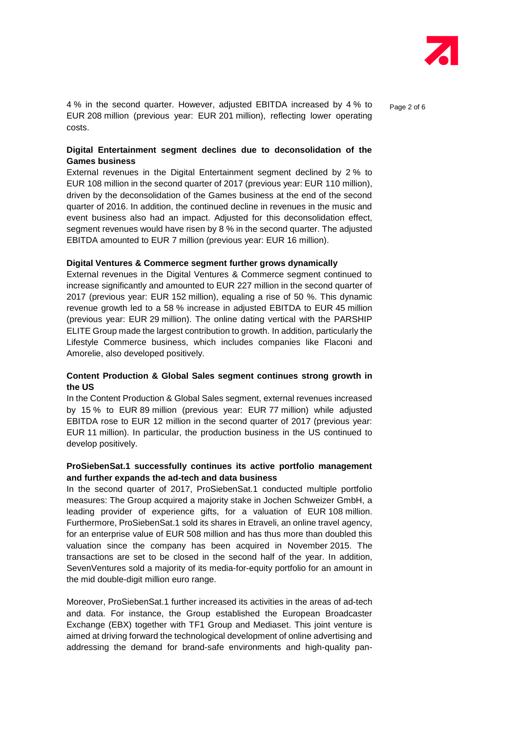4 % in the second quarter. However, adjusted EBITDA increased by 4 % to EUR 208 million (previous year: EUR 201 million), reflecting lower operating costs.

**Digital Entertainment segment declines due to deconsolidation of the Games business**

External revenues in the Digital Entertainment segment declined by 2 % to EUR 108 million in the second quarter of 2017 (previous year: EUR 110 million), driven by the deconsolidation of the Games business at the end of the second quarter of 2016. In addition, the continued decline in revenues in the music and event business also had an impact. Adjusted for this deconsolidation effect, segment revenues would have risen by 8 % in the second quarter. The adjusted EBITDA amounted to EUR 7 million (previous year: EUR 16 million).

**Digital Ventures & Commerce segment further grows dynamically**

External revenues in the Digital Ventures & Commerce segment continued to increase significantly and amounted to EUR 227 million in the second quarter of 2017 (previous year: EUR 152 million), equaling a rise of 50 %. This dynamic revenue growth led to a 58 % increase in adjusted EBITDA to EUR 45 million (previous year: EUR 29 million). The online dating vertical with the PARSHIP ELITE Group made the largest contribution to growth. In addition, particularly the Lifestyle Commerce business, which includes companies like Flaconi and Amorelie, also developed positively.

**Content Production & Global Sales segment continues strong growth in the US**

In the Content Production & Global Sales segment, external revenues increased by 15 % to EUR 89 million (previous year: EUR 77 million) while adjusted EBITDA rose to EUR 12 million in the second quarter of 2017 (previous year: EUR 11 million). In particular, the production business in the US continued to develop positively.

**ProSiebenSat.1 successfully continues its active portfolio management and further expands the ad-tech and data business**

In the second quarter of 2017, ProSiebenSat.1 conducted multiple portfolio measures: The Group acquired a majority stake in Jochen Schweizer GmbH, a leading provider of experience gifts, for a valuation of EUR 108 million. Furthermore, ProSiebenSat.1 sold its shares in Etraveli, an online travel agency, for an enterprise value of EUR 508 million and has thus more than doubled this valuation since the company has been acquired in November 2015. The transactions are set to be closed in the second half of the year. In addition, SevenVentures sold a majority of its media-for-equity portfolio for an amount in the mid double-digit million euro range.

Moreover, ProSiebenSat.1 further increased its activities in the areas of ad-tech and data. For instance, the Group established the European Broadcaster Exchange (EBX) together with TF1 Group and Mediaset. This joint venture is aimed at driving forward the technological development of online advertising and addressing the demand for brand-safe environments and high-quality pan-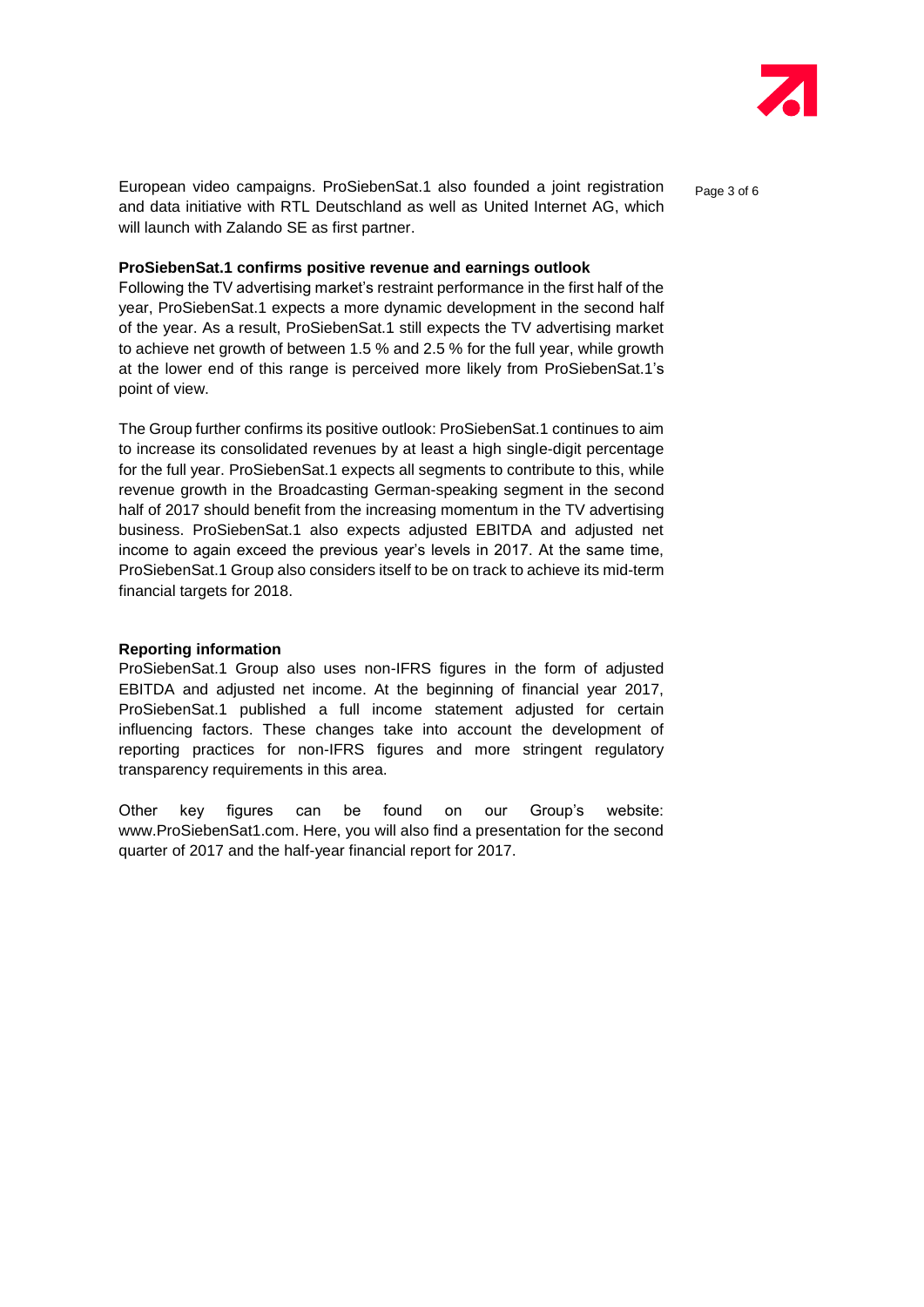European video campaigns. ProSiebenSat.1 also founded a joint registration and data initiative with RTL Deutschland as well as United Internet AG, which will launch with Zalando SE as first partner.

**ProSiebenSat.1 confirms positive revenue and earnings outlook**

Following the TV advertising market's restraint performance in the first half of the year, ProSiebenSat.1 expects a more dynamic development in the second half of the year. As a result, ProSiebenSat.1 still expects the TV advertising market to achieve net growth of between 1.5 % and 2.5 % for the full year, while growth at the lower end of this range is perceived more likely from ProSiebenSat.1's point of view.

The Group further confirms its positive outlook: ProSiebenSat.1 continues to aim to increase its consolidated revenues by at least a high single-digit percentage for the full year. ProSiebenSat.1 expects all segments to contribute to this, while revenue growth in the Broadcasting German-speaking segment in the second half of 2017 should benefit from the increasing momentum in the TV advertising business. ProSiebenSat.1 also expects adjusted EBITDA and adjusted net income to again exceed the previous year's levels in 2017. At the same time, ProSiebenSat.1 Group also considers itself to be on track to achieve its mid-term financial targets for 2018.

**Reporting information**

ProSiebenSat.1 Group also uses non-IFRS figures in the form of adjusted EBITDA and adjusted net income. At the beginning of financial year 2017, ProSiebenSat.1 published a full income statement adjusted for certain influencing factors. These changes take into account the development of reporting practices for non-IFRS figures and more stringent regulatory transparency requirements in this area.

Other key figures can be found on our Group's website: www.ProSiebenSat1.com. Here, you will also find a presentation for the second quarter of 2017 and the half-year financial report for 2017.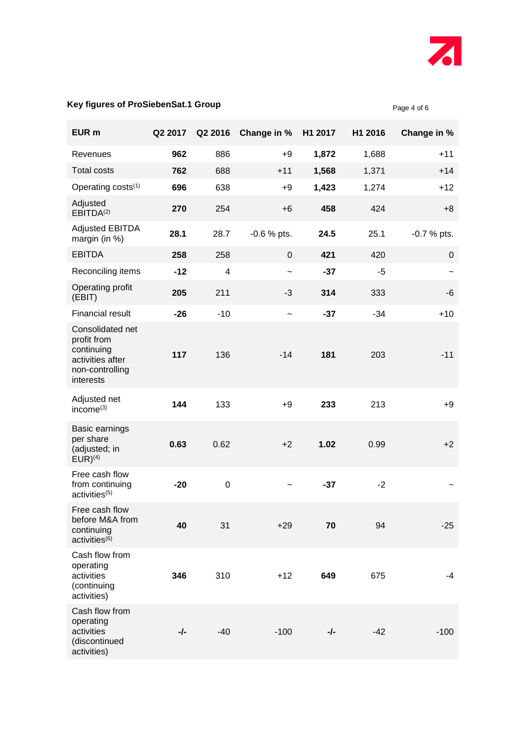## Key figures of ProSiebenSat.1 Group

| EUR m | Q2 2017 | Q2 2016 | Change in % | H1 2017 | H1 2016 | Change in % |
|---|---|---|---|---|---|---|
| Revenues | **962** | 886 | +9 | **1,872** | 1,688 | +11 |
| Total costs | **762** | 688 | +11 | **1,568** | 1,371 | +14 |
| Operating costs[(1)] | **696** | 638 | +9 | **1,423** | 1,274 | +12 |
| Adjusted EBITDA[(2)] | **270** | 254 | +6 | **458** | 424 | +8 |
| Adjusted EBITDA margin (in %) | **28.1** | 28.7 | -0.6 % pts. | **24.5** | 25.1 | -0.7 % pts. |
| EBITDA | **258** | 258 | 0 | **421** | 420 | 0 |
| Reconciling items | **-12** | 4 | ~ | **-37** | -5 | ~ |
| Operating profit (EBIT) | **205** | 211 | -3 | **314** | 333 | -6 |
| Financial result | **-26** | -10 | ~ | **-37** | -34 | +10 |
| Consolidated net profit from continuing activities after non-controlling interests | **117** | 136 | -14 | **181** | 203 | -11 |
| Adjusted net income[(3)] | **144** | 133 | +9 | **233** | 213 | +9 |
| Basic earnings per share (adjusted; in EUR)[(4)] | **0.63** | 0.62 | +2 | **1.02** | 0.99 | +2 |
| Free cash flow from continuing activities[(5)] | **-20** | 0 | ~ | **-37** | -2 | ~ |
| Free cash flow before M&A from continuing activities[(6)] | **40** | 31 | +29 | **70** | 94 | -25 |
| Cash flow from operating activities (continuing activities) | **346** | 310 | +12 | **649** | 675 | -4 |
| Cash flow from operating activities (discontinued activities) | **-/-** | -40 | -100 | **-/-** | -42 | -100 |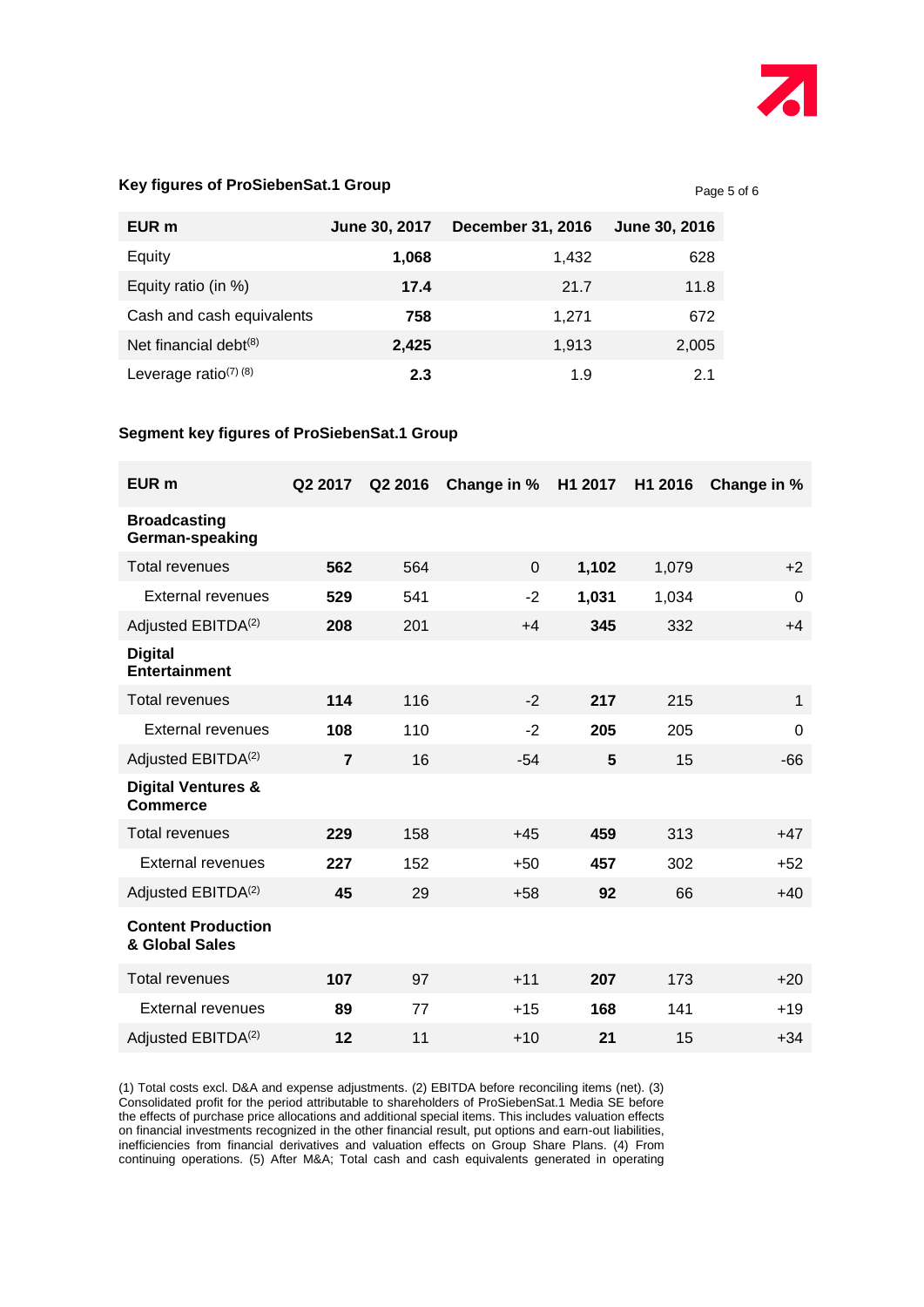## Key figures of ProSiebenSat.1 Group

| EUR m | June 30, 2017 | December 31, 2016 | June 30, 2016 |
|---|---|---|---|
| Equity | **1,068** | 1,432 | 628 |
| Equity ratio (in %) | **17.4** | 21.7 | 11.8 |
| Cash and cash equivalents | **758** | 1,271 | 672 |
| Net financial debt[8] | **2,425** | 1,913 | 2,005 |
| Leverage ratio[7] [8] | **2.3** | 1.9 | 2.1 |

## Segment key figures of ProSiebenSat.1 Group

| EUR m | Q2 2017 | Q2 2016 | Change in % | H1 2017 | H1 2016 | Change in % |
|---|---|---|---|---|---|---|
| **Broadcasting German-speaking** | | | | | | |
| Total revenues | **562** | 564 | 0 | **1,102** | 1,079 | +2 |
| External revenues | **529** | 541 | -2 | **1,031** | 1,034 | 0 |
| Adjusted EBITDA[2] | **208** | 201 | +4 | **345** | 332 | +4 |
| **Digital Entertainment** | | | | | | |
| Total revenues | **114** | 116 | -2 | **217** | 215 | 1 |
| External revenues | **108** | 110 | -2 | **205** | 205 | 0 |
| Adjusted EBITDA[2] | **7** | 16 | -54 | **5** | 15 | -66 |
| **Digital Ventures & Commerce** | | | | | | |
| Total revenues | **229** | 158 | +45 | **459** | 313 | +47 |
| External revenues | **227** | 152 | +50 | **457** | 302 | +52 |
| Adjusted EBITDA[2] | **45** | 29 | +58 | **92** | 66 | +40 |
| **Content Production & Global Sales** | | | | | | |
| Total revenues | **107** | 97 | +11 | **207** | 173 | +20 |
| External revenues | **89** | 77 | +15 | **168** | 141 | +19 |
| Adjusted EBITDA[2] | **12** | 11 | +10 | **21** | 15 | +34 |

(1) Total costs excl. D&A and expense adjustments. (2) EBITDA before reconciling items (net). (3) Consolidated profit for the period attributable to shareholders of ProSiebenSat.1 Media SE before the effects of purchase price allocations and additional special items. This includes valuation effects on financial investments recognized in the other financial result, put options and earn-out liabilities, inefficiencies from financial derivatives and valuation effects on Group Share Plans. (4) From continuing operations. (5) After M&A; Total cash and cash equivalents generated in operating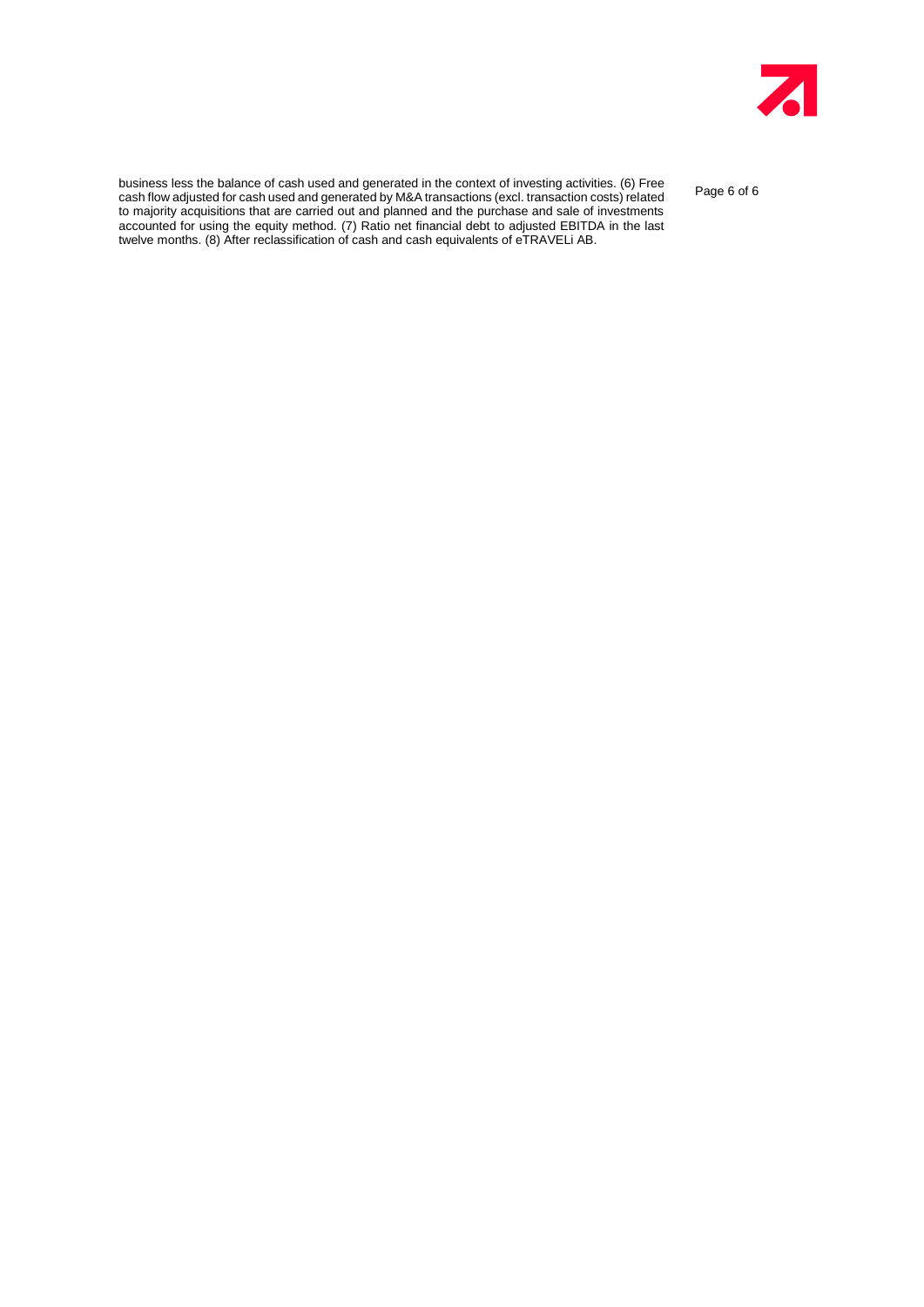business less the balance of cash used and generated in the context of investing activities. (6) Free cash flow adjusted for cash used and generated by M&A transactions (excl. transaction costs) related to majority acquisitions that are carried out and planned and the purchase and sale of investments accounted for using the equity method. (7) Ratio net financial debt to adjusted EBITDA in the last twelve months. (8) After reclassification of cash and cash equivalents of eTRAVELi AB.